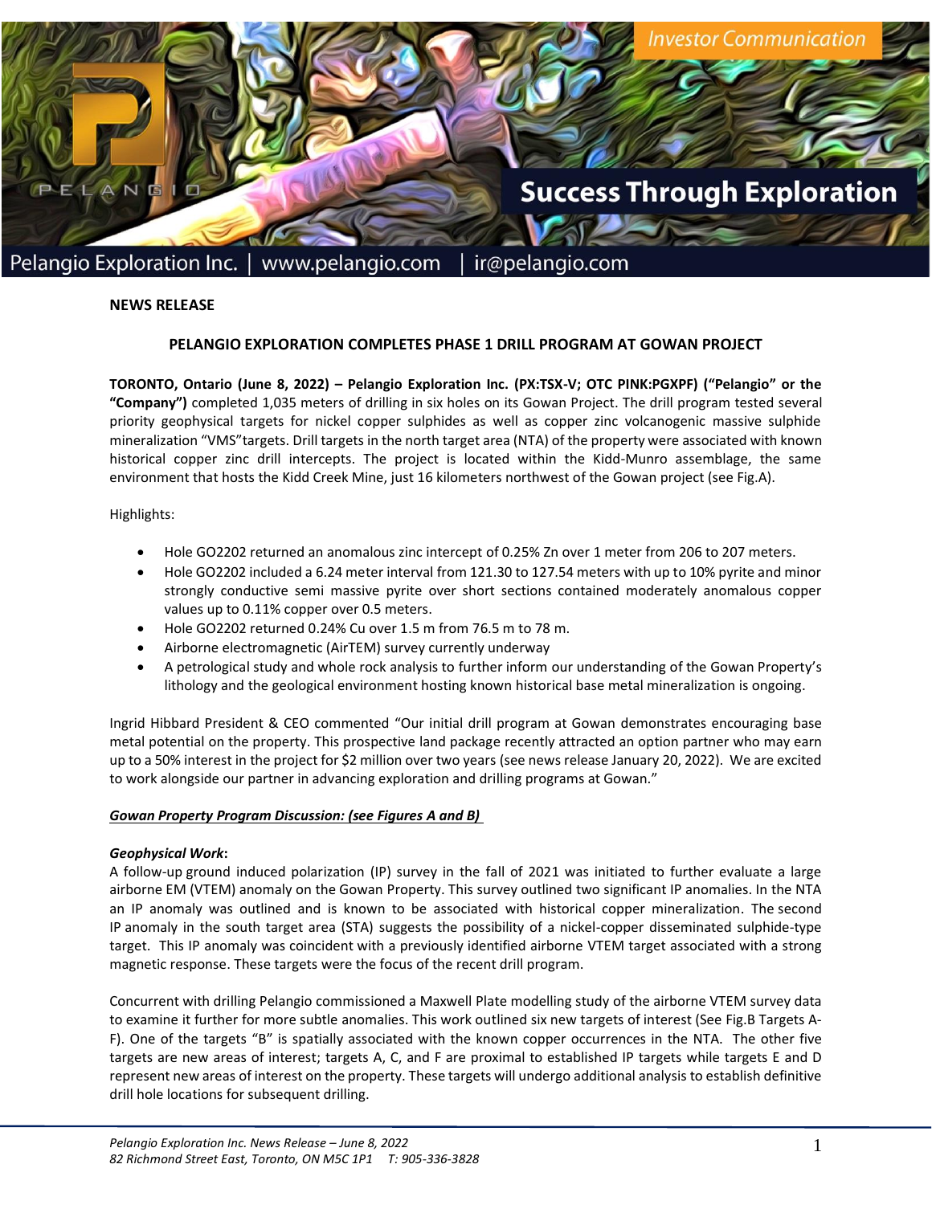Pelangio Exploration Inc. | www.pelangio.com | ir@pelangio.com

**NEWS RELEASE**

## PELANGIO EXPLORATION COMPLETES PHASE 1 DRILL PROGRAM AT GOWAN PROJECT

**TORONTO, Ontario (June 8, 2022) – Pelangio Exploration Inc. (PX:TSX-V; OTC PINK:PGXPF) ("Pelangio" or the "Company")** completed 1,035 meters of drilling in six holes on its Gowan Project. The drill program tested several priority geophysical targets for nickel copper sulphides as well as copper zinc volcanogenic massive sulphide mineralization "VMS"targets. Drill targets in the north target area (NTA) of the property were associated with known historical copper zinc drill intercepts. The project is located within the Kidd-Munro assemblage, the same environment that hosts the Kidd Creek Mine, just 16 kilometers northwest of the Gowan project (see Fig.A).

Highlights:

- Hole GO2202 returned an anomalous zinc intercept of 0.25% Zn over 1 meter from 206 to 207 meters.
- Hole GO2202 included a 6.24 meter interval from 121.30 to 127.54 meters with up to 10% pyrite and minor strongly conductive semi massive pyrite over short sections contained moderately anomalous copper values up to 0.11% copper over 0.5 meters.
- Hole GO2202 returned 0.24% Cu over 1.5 m from 76.5 m to 78 m.
- Airborne electromagnetic (AirTEM) survey currently underway
- A petrological study and whole rock analysis to further inform our understanding of the Gowan Property's lithology and the geological environment hosting known historical base metal mineralization is ongoing.

Ingrid Hibbard President & CEO commented "Our initial drill program at Gowan demonstrates encouraging base metal potential on the property. This prospective land package recently attracted an option partner who may earn up to a 50% interest in the project for $2 million over two years (see news release January 20, 2022). We are excited to work alongside our partner in advancing exploration and drilling programs at Gowan."

***Gowan Property Program Discussion: (see Figures A and B)***

***Geophysical Work*:**

A follow-up ground induced polarization (IP) survey in the fall of 2021 was initiated to further evaluate a large airborne EM (VTEM) anomaly on the Gowan Property. This survey outlined two significant IP anomalies. In the NTA an IP anomaly was outlined and is known to be associated with historical copper mineralization. The second IP anomaly in the south target area (STA) suggests the possibility of a nickel-copper disseminated sulphide-type target. This IP anomaly was coincident with a previously identified airborne VTEM target associated with a strong magnetic response. These targets were the focus of the recent drill program.

Concurrent with drilling Pelangio commissioned a Maxwell Plate modelling study of the airborne VTEM survey data to examine it further for more subtle anomalies. This work outlined six new targets of interest (See Fig.B Targets A-F). One of the targets "B" is spatially associated with the known copper occurrences in the NTA. The other five targets are new areas of interest; targets A, C, and F are proximal to established IP targets while targets E and D represent new areas of interest on the property. These targets will undergo additional analysis to establish definitive drill hole locations for subsequent drilling.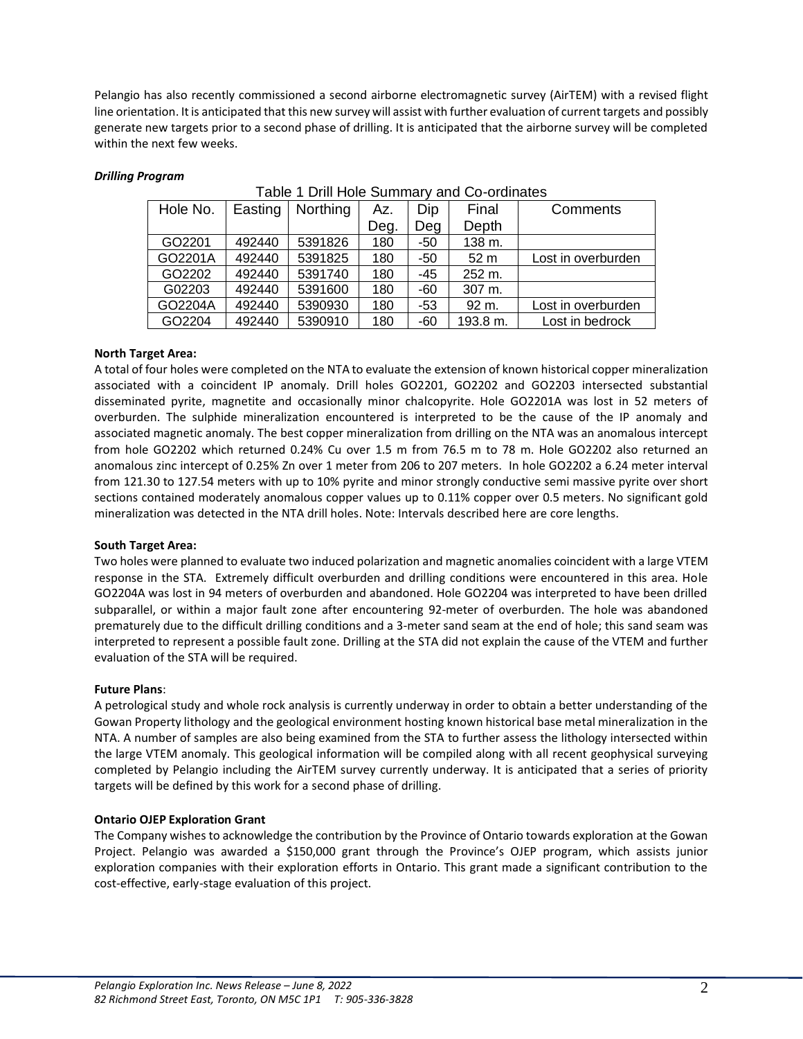Pelangio has also recently commissioned a second airborne electromagnetic survey (AirTEM) with a revised flight line orientation. It is anticipated that this new survey will assist with further evaluation of current targets and possibly generate new targets prior to a second phase of drilling. It is anticipated that the airborne survey will be completed within the next few weeks.

***Drilling Program***

Table 1 Drill Hole Summary and Co-ordinates

| Hole No. | Easting | Northing | Az. Deg. | Dip Deg | Final Depth | Comments |
|---|---|---|---|---|---|---|
| GO2201 | 492440 | 5391826 | 180 | -50 | 138 m. | |
| GO2201A | 492440 | 5391825 | 180 | -50 | 52 m | Lost in overburden |
| GO2202 | 492440 | 5391740 | 180 | -45 | 252 m. | |
| G02203 | 492440 | 5391600 | 180 | -60 | 307 m. | |
| GO2204A | 492440 | 5390930 | 180 | -53 | 92 m. | Lost in overburden |
| GO2204 | 492440 | 5390910 | 180 | -60 | 193.8 m. | Lost in bedrock |

**North Target Area:**

A total of four holes were completed on the NTA to evaluate the extension of known historical copper mineralization associated with a coincident IP anomaly. Drill holes GO2201, GO2202 and GO2203 intersected substantial disseminated pyrite, magnetite and occasionally minor chalcopyrite. Hole GO2201A was lost in 52 meters of overburden. The sulphide mineralization encountered is interpreted to be the cause of the IP anomaly and associated magnetic anomaly. The best copper mineralization from drilling on the NTA was an anomalous intercept from hole GO2202 which returned 0.24% Cu over 1.5 m from 76.5 m to 78 m. Hole GO2202 also returned an anomalous zinc intercept of 0.25% Zn over 1 meter from 206 to 207 meters. In hole GO2202 a 6.24 meter interval from 121.30 to 127.54 meters with up to 10% pyrite and minor strongly conductive semi massive pyrite over short sections contained moderately anomalous copper values up to 0.11% copper over 0.5 meters. No significant gold mineralization was detected in the NTA drill holes. Note: Intervals described here are core lengths.

**South Target Area:**

Two holes were planned to evaluate two induced polarization and magnetic anomalies coincident with a large VTEM response in the STA. Extremely difficult overburden and drilling conditions were encountered in this area. Hole GO2204A was lost in 94 meters of overburden and abandoned. Hole GO2204 was interpreted to have been drilled subparallel, or within a major fault zone after encountering 92-meter of overburden. The hole was abandoned prematurely due to the difficult drilling conditions and a 3-meter sand seam at the end of hole; this sand seam was interpreted to represent a possible fault zone. Drilling at the STA did not explain the cause of the VTEM and further evaluation of the STA will be required.

**Future Plans**:

A petrological study and whole rock analysis is currently underway in order to obtain a better understanding of the Gowan Property lithology and the geological environment hosting known historical base metal mineralization in the NTA. A number of samples are also being examined from the STA to further assess the lithology intersected within the large VTEM anomaly. This geological information will be compiled along with all recent geophysical surveying completed by Pelangio including the AirTEM survey currently underway. It is anticipated that a series of priority targets will be defined by this work for a second phase of drilling.

**Ontario OJEP Exploration Grant**

The Company wishes to acknowledge the contribution by the Province of Ontario towards exploration at the Gowan Project. Pelangio was awarded a $150,000 grant through the Province's OJEP program, which assists junior exploration companies with their exploration efforts in Ontario. This grant made a significant contribution to the cost-effective, early-stage evaluation of this project.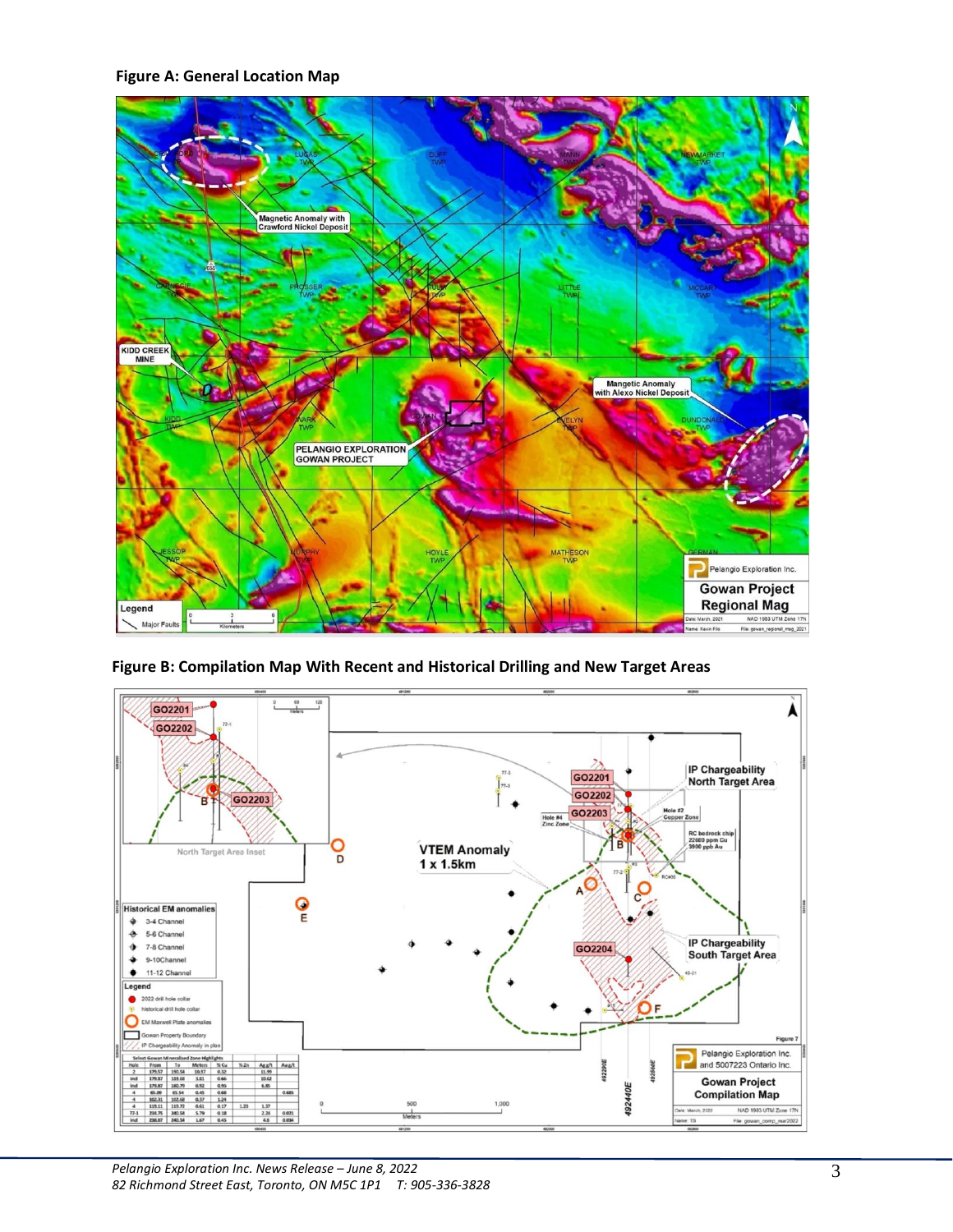**Figure A: General Location Map**

**Figure B: Compilation Map With Recent and Historical Drilling and New Target Areas**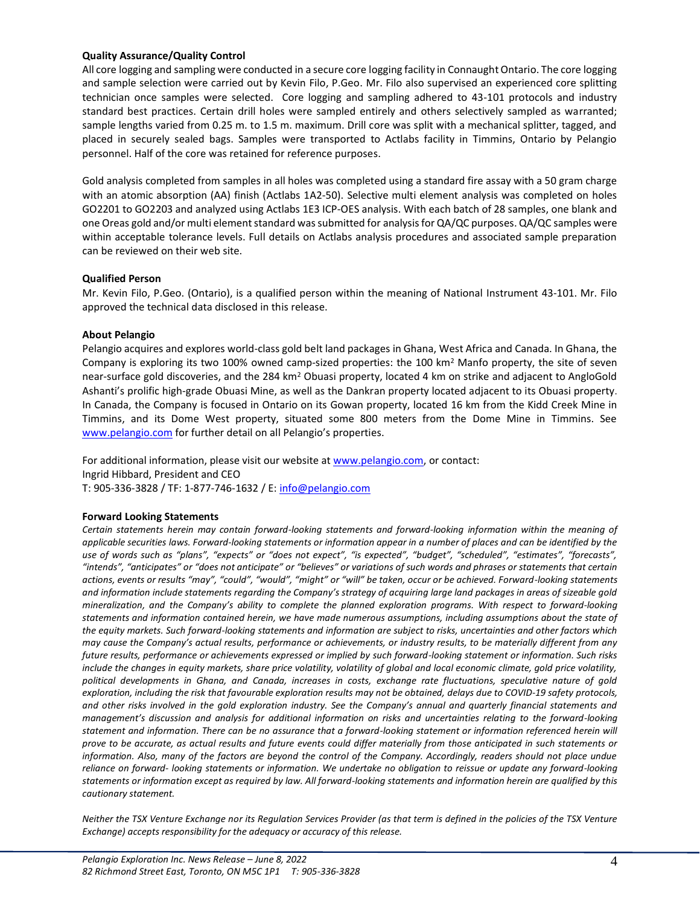**Quality Assurance/Quality Control**

All core logging and sampling were conducted in a secure core logging facility in Connaught Ontario. The core logging and sample selection were carried out by Kevin Filo, P.Geo. Mr. Filo also supervised an experienced core splitting technician once samples were selected. Core logging and sampling adhered to 43-101 protocols and industry standard best practices. Certain drill holes were sampled entirely and others selectively sampled as warranted; sample lengths varied from 0.25 m. to 1.5 m. maximum. Drill core was split with a mechanical splitter, tagged, and placed in securely sealed bags. Samples were transported to Actlabs facility in Timmins, Ontario by Pelangio personnel. Half of the core was retained for reference purposes.

Gold analysis completed from samples in all holes was completed using a standard fire assay with a 50 gram charge with an atomic absorption (AA) finish (Actlabs 1A2-50). Selective multi element analysis was completed on holes GO2201 to GO2203 and analyzed using Actlabs 1E3 ICP-OES analysis. With each batch of 28 samples, one blank and one Oreas gold and/or multi element standard was submitted for analysis for QA/QC purposes. QA/QC samples were within acceptable tolerance levels. Full details on Actlabs analysis procedures and associated sample preparation can be reviewed on their web site.

**Qualified Person**

Mr. Kevin Filo, P.Geo. (Ontario), is a qualified person within the meaning of National Instrument 43-101. Mr. Filo approved the technical data disclosed in this release.

**About Pelangio**

Pelangio acquires and explores world-class gold belt land packages in Ghana, West Africa and Canada. In Ghana, the Company is exploring its two 100% owned camp-sized properties: the 100 km$^2$ Manfo property, the site of seven near-surface gold discoveries, and the 284 km$^2$ Obuasi property, located 4 km on strike and adjacent to AngloGold Ashanti's prolific high-grade Obuasi Mine, as well as the Dankran property located adjacent to its Obuasi property. In Canada, the Company is focused in Ontario on its Gowan property, located 16 km from the Kidd Creek Mine in Timmins, and its Dome West property, situated some 800 meters from the Dome Mine in Timmins. See www.pelangio.com for further detail on all Pelangio's properties.

For additional information, please visit our website at www.pelangio.com, or contact:
Ingrid Hibbard, President and CEO
T: 905-336-3828 / TF: 1-877-746-1632 / E: info@pelangio.com

**Forward Looking Statements**

*Certain statements herein may contain forward-looking statements and forward-looking information within the meaning of applicable securities laws. Forward-looking statements or information appear in a number of places and can be identified by the use of words such as "plans", "expects" or "does not expect", "is expected", "budget", "scheduled", "estimates", "forecasts", "intends", "anticipates" or "does not anticipate" or "believes" or variations of such words and phrases or statements that certain actions, events or results "may", "could", "would", "might" or "will" be taken, occur or be achieved. Forward-looking statements and information include statements regarding the Company's strategy of acquiring large land packages in areas of sizeable gold mineralization, and the Company's ability to complete the planned exploration programs. With respect to forward-looking statements and information contained herein, we have made numerous assumptions, including assumptions about the state of the equity markets. Such forward-looking statements and information are subject to risks, uncertainties and other factors which may cause the Company's actual results, performance or achievements, or industry results, to be materially different from any future results, performance or achievements expressed or implied by such forward-looking statement or information. Such risks include the changes in equity markets, share price volatility, volatility of global and local economic climate, gold price volatility, political developments in Ghana, and Canada, increases in costs, exchange rate fluctuations, speculative nature of gold exploration, including the risk that favourable exploration results may not be obtained, delays due to COVID-19 safety protocols, and other risks involved in the gold exploration industry. See the Company's annual and quarterly financial statements and management's discussion and analysis for additional information on risks and uncertainties relating to the forward-looking statement and information. There can be no assurance that a forward-looking statement or information referenced herein will prove to be accurate, as actual results and future events could differ materially from those anticipated in such statements or information. Also, many of the factors are beyond the control of the Company. Accordingly, readers should not place undue reliance on forward- looking statements or information. We undertake no obligation to reissue or update any forward-looking statements or information except as required by law. All forward-looking statements and information herein are qualified by this cautionary statement.*

*Neither the TSX Venture Exchange nor its Regulation Services Provider (as that term is defined in the policies of the TSX Venture Exchange) accepts responsibility for the adequacy or accuracy of this release.*